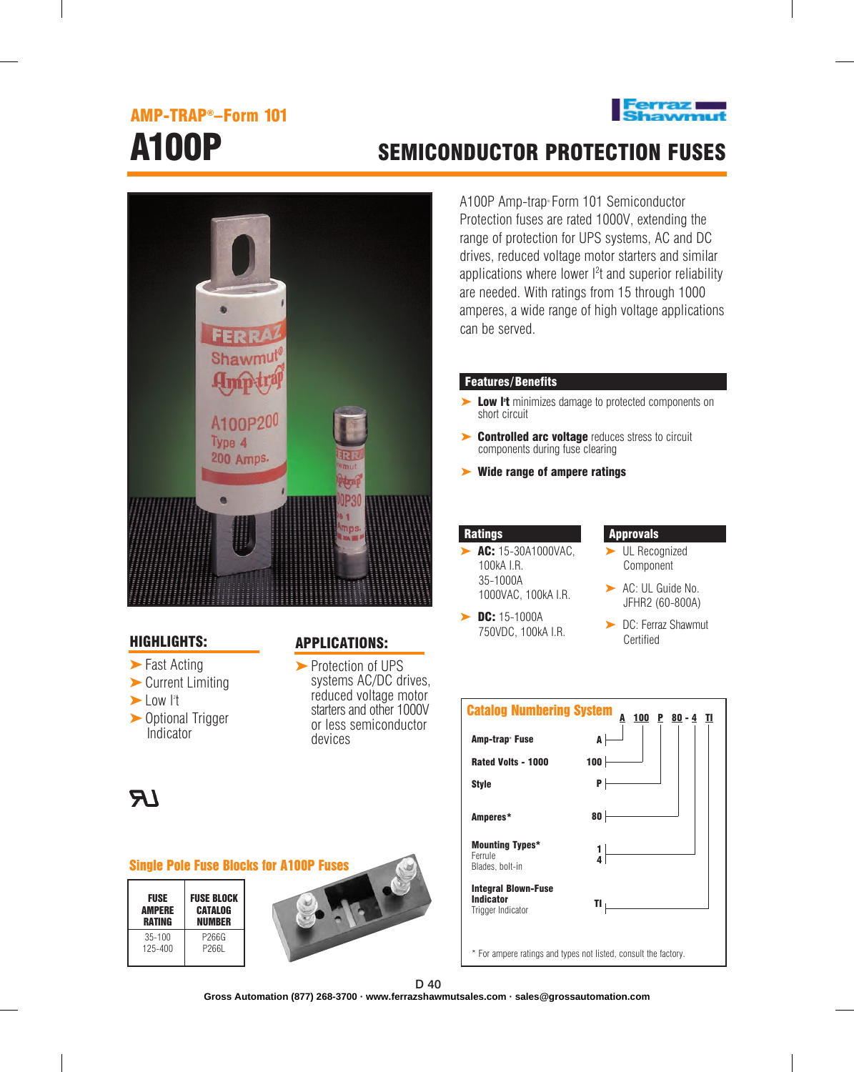# AMP-TRAP®–Form 101

# A100P

## SEMICONDUCTOR PROTECTION FUSES

A100P Amp-trap® Form 101 Semiconductor Protection fuses are rated 1000V, extending the range of protection for UPS systems, AC and DC drives, reduced voltage motor starters and similar applications where lower $I^2t$ and superior reliability are needed. With ratings from 15 through 1000 amperes, a wide range of high voltage applications can be served.

### Features/Benefits

- **Low $I^2t$** minimizes damage to protected components on short circuit
- **Controlled arc voltage** reduces stress to circuit components during fuse clearing
- **Wide range of ampere ratings**

### Ratings

- **AC:** 15-30A 1000VAC, 100kA I.R. 35-1000A 1000VAC, 100kA I.R.
- **DC:** 15-1000A 750VDC, 100kA I.R.

### Approvals

- UL Recognized Component
- AC: UL Guide No. JFHR2 (60-800A)
- DC: Ferraz Shawmut Certified

### HIGHLIGHTS:

- Fast Acting
- Current Limiting
- Low $I^2t$
- Optional Trigger Indicator

### APPLICATIONS:

- Protection of UPS systems AC/DC drives, reduced voltage motor starters and other 1000V or less semiconductor devices

### Catalog Numbering System

A 100 P 80 - 4 TI

| | |
|---|---|
| **Amp-trap® Fuse** | A |
| **Rated Volts - 1000** | 100 |
| **Style** | P |
| **Amperes*** | 80 |
| **Mounting Types*** Ferrule | 1 |
| Blades, bolt-in | 4 |
| **Integral Blown-Fuse Indicator** Trigger Indicator | TI |

\* For ampere ratings and types not listed, consult the factory.

### Single Pole Fuse Blocks for A100P Fuses

| FUSE AMPERE RATING | FUSE BLOCK CATALOG NUMBER |
|---|---|
| 35-100 | P266G |
| 125-400 | P266L |

Gross Automation (877) 268-3700 · www.ferrazshawmutsales.com · sales@grossautomation.com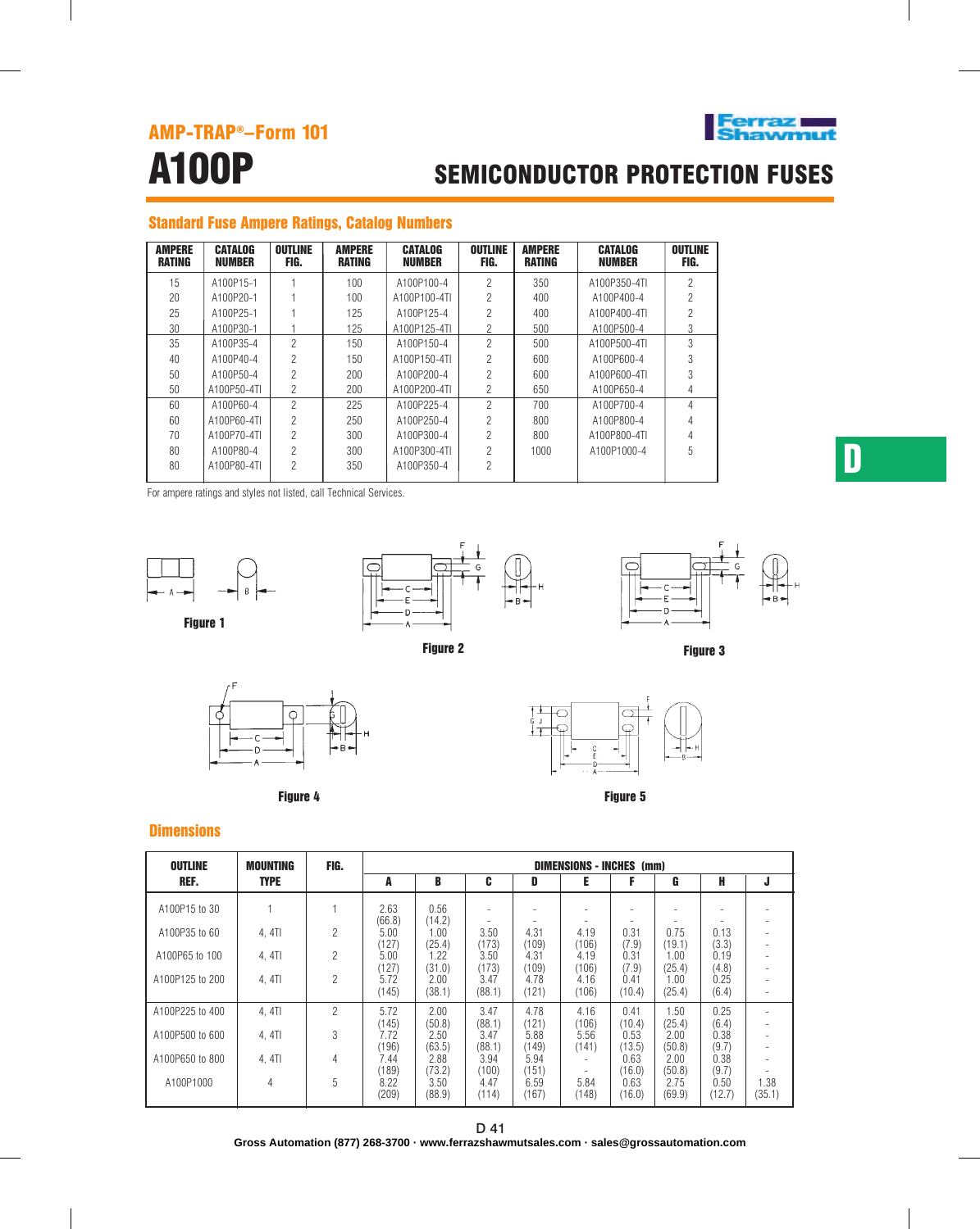AMP-TRAP®–Form 101

# A100P

## SEMICONDUCTOR PROTECTION FUSES

### Standard Fuse Ampere Ratings, Catalog Numbers

| AMPERE RATING | CATALOG NUMBER | OUTLINE FIG. | AMPERE RATING | CATALOG NUMBER | OUTLINE FIG. | AMPERE RATING | CATALOG NUMBER | OUTLINE FIG. |
|---|---|---|---|---|---|---|---|---|
| 15 | A100P15-1 | 1 | 100 | A100P100-4 | 2 | 350 | A100P350-4TI | 2 |
| 20 | A100P20-1 | 1 | 100 | A100P100-4TI | 2 | 400 | A100P400-4 | 2 |
| 25 | A100P25-1 | 1 | 125 | A100P125-4 | 2 | 400 | A100P400-4TI | 2 |
| 30 | A100P30-1 | 1 | 125 | A100P125-4TI | 2 | 500 | A100P500-4 | 3 |
| 35 | A100P35-4 | 2 | 150 | A100P150-4 | 2 | 500 | A100P500-4TI | 3 |
| 40 | A100P40-4 | 2 | 150 | A100P150-4TI | 2 | 600 | A100P600-4 | 3 |
| 50 | A100P50-4 | 2 | 200 | A100P200-4 | 2 | 600 | A100P600-4TI | 3 |
| 50 | A100P50-4TI | 2 | 200 | A100P200-4TI | 2 | 650 | A100P650-4 | 4 |
| 60 | A100P60-4 | 2 | 225 | A100P225-4 | 2 | 700 | A100P700-4 | 4 |
| 60 | A100P60-4TI | 2 | 250 | A100P250-4 | 2 | 800 | A100P800-4 | 4 |
| 70 | A100P70-4TI | 2 | 300 | A100P300-4 | 2 | 800 | A100P800-4TI | 4 |
| 80 | A100P80-4 | 2 | 300 | A100P300-4TI | 2 | 1000 | A100P1000-4 | 5 |
| 80 | A100P80-4TI | 2 | 350 | A100P350-4 | 2 | | | |

For ampere ratings and styles not listed, call Technical Services.

Figure 1

Figure 2

Figure 3

Figure 4

Figure 5

### Dimensions

| OUTLINE REF. | MOUNTING TYPE | FIG. | DIMENSIONS - INCHES (mm) | | | | | | | | |
|---|---|---|---|---|---|---|---|---|---|---|---|
| | | | A | B | C | D | E | F | G | H | J |
| A100P15 to 30 | 1 | 1 | 2.63 (66.8) | 0.56 (14.2) | - | - | - | - | - | - | - |
| A100P35 to 60 | 4, 4TI | 2 | 5.00 (127) | 1.00 (25.4) | 3.50 (173) | 4.31 (109) | 4.19 (106) | 0.31 (7.9) | 0.75 (19.1) | 0.13 (3.3) | - |
| A100P65 to 100 | 4, 4TI | 2 | 5.00 (127) | 1.22 (31.0) | 3.50 (173) | 4.31 (109) | 4.19 (106) | 0.31 (7.9) | 1.00 (25.4) | 0.19 (4.8) | - |
| A100P125 to 200 | 4, 4TI | 2 | 5.72 (145) | 2.00 (38.1) | 3.47 (88.1) | 4.78 (121) | 4.16 (106) | 0.41 (10.4) | 1.00 (25.4) | 0.25 (6.4) | - |
| A100P225 to 400 | 4, 4TI | 2 | 5.72 (145) | 2.00 (50.8) | 3.47 (88.1) | 4.78 (121) | 4.16 (106) | 0.41 (10.4) | 1.50 (25.4) | 0.25 (6.4) | - |
| A100P500 to 600 | 4, 4TI | 3 | 7.72 (196) | 2.50 (63.5) | 3.47 (88.1) | 5.88 (149) | 5.56 (141) | 0.53 (13.5) | 2.00 (50.8) | 0.38 (9.7) | - |
| A100P650 to 800 | 4, 4TI | 4 | 7.44 (189) | 2.88 (73.2) | 3.94 (100) | 5.94 (151) | - | 0.63 (16.0) | 2.00 (50.8) | 0.38 (9.7) | - |
| A100P1000 | 4 | 5 | 8.22 (209) | 3.50 (88.9) | 4.47 (114) | 6.59 (167) | 5.84 (148) | 0.63 (16.0) | 2.75 (69.9) | 0.50 (12.7) | 1.38 (35.1) |

Gross Automation (877) 268-3700 · www.ferrazshawmutsales.com · sales@grossautomation.com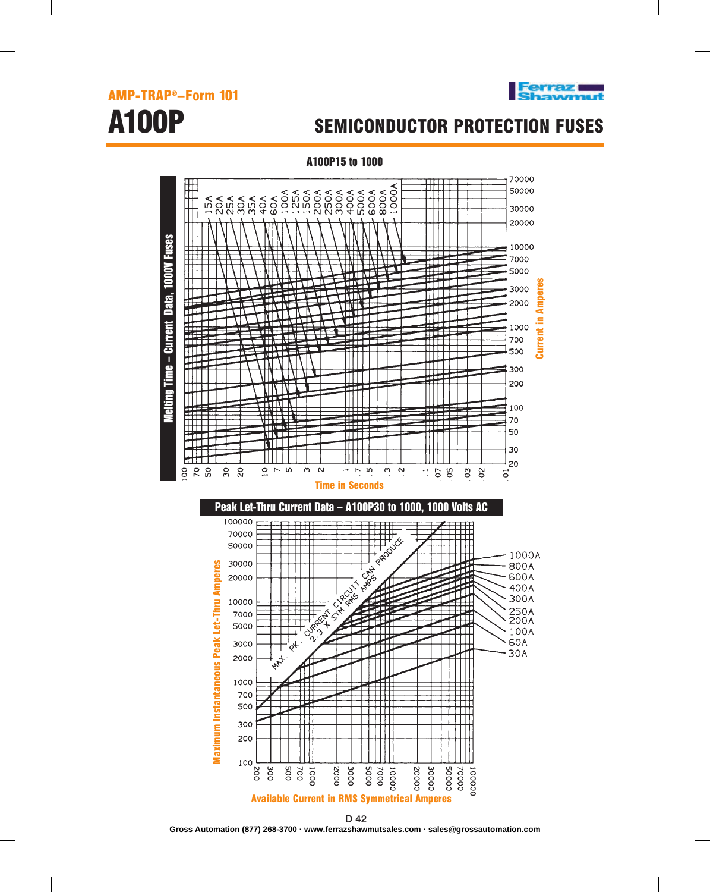**AMP-TRAP®–Form 101**

# A100P

## SEMICONDUCTOR PROTECTION FUSES

### A100P15 to 1000

**Melting Time – Current Data, 1000V Fuses**

Fuse ratings: 15A, 20A, 25A, 30A, 35A, 40A, 60A, 100A, 125A, 150A, 200A, 250A, 300A, 400A, 500A, 600A, 800A, 1000A

Current in Amperes: 20, 30, 50, 70, 100, 200, 300, 500, 700, 1000, 2000, 3000, 5000, 7000, 10000, 20000, 30000, 50000, 70000

Time in Seconds: 100, 70, 50, 30, 20, 10, 7, 5, 3, 2, 1, .7, .5, .3, .2, .1, .07, .05, .03, .02, .01

### Peak Let-Thru Current Data – A100P30 to 1000, 1000 Volts AC

Maximum Instantaneous Peak Let-Thru Amperes: 100, 200, 300, 500, 700, 1000, 2000, 3000, 5000, 7000, 10000, 20000, 30000, 50000, 70000, 100000

Available Current in RMS Symmetrical Amperes: 200, 300, 500, 700, 1000, 2000, 3000, 5000, 7000, 10000, 20000, 30000, 50000, 70000, 100000

MAX. PK. CURRENT CIRCUIT CAN PRODUCE 2.3 X SYM RMS AMPS

Fuse ratings: 1000A, 800A, 600A, 400A, 300A, 250A, 200A, 100A, 60A, 30A

Gross Automation (877) 268-3700 · www.ferrazshawmutsales.com · sales@grossautomation.com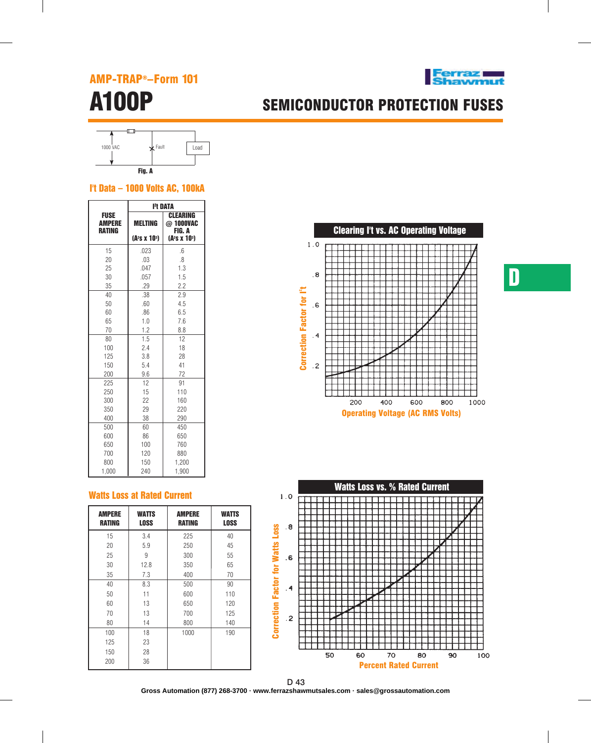## AMP-TRAP®–Form 101

# A100P

## SEMICONDUCTOR PROTECTION FUSES

1000 VAC
Fault
Load

Fig. A

### $I^2t$ Data – 1000 Volts AC, 100kA

| FUSE AMPERE RATING | $I^2t$ DATA | |
|---|---|---|
| | MELTING ($A^2s \times 10^3$) | CLEARING @ 1000VAC FIG. A ($A^2s \times 10^3$) |
| 15 | .023 | .6 |
| 20 | .03 | .8 |
| 25 | .047 | 1.3 |
| 30 | .057 | 1.5 |
| 35 | .29 | 2.2 |
| 40 | .38 | 2.9 |
| 50 | .60 | 4.5 |
| 60 | .86 | 6.5 |
| 65 | 1.0 | 7.6 |
| 70 | 1.2 | 8.8 |
| 80 | 1.5 | 12 |
| 100 | 2.4 | 18 |
| 125 | 3.8 | 28 |
| 150 | 5.4 | 41 |
| 200 | 9.6 | 72 |
| 225 | 12 | 91 |
| 250 | 15 | 110 |
| 300 | 22 | 160 |
| 350 | 29 | 220 |
| 400 | 38 | 290 |
| 500 | 60 | 450 |
| 600 | 86 | 650 |
| 650 | 100 | 760 |
| 700 | 120 | 880 |
| 800 | 150 | 1,200 |
| 1,000 | 240 | 1,900 |

Clearing $I^2t$ vs. AC Operating Voltage

Correction Factor for $I^2t$

1.0
.8
.6
.4
.2

200 400 600 800 1000

Operating Voltage (AC RMS Volts)

### Watts Loss at Rated Current

| AMPERE RATING | WATTS LOSS | AMPERE RATING | WATTS LOSS |
|---|---|---|---|
| 15 | 3.4 | 225 | 40 |
| 20 | 5.9 | 250 | 45 |
| 25 | 9 | 300 | 55 |
| 30 | 12.8 | 350 | 65 |
| 35 | 7.3 | 400 | 70 |
| 40 | 8.3 | 500 | 90 |
| 50 | 11 | 600 | 110 |
| 60 | 13 | 650 | 120 |
| 70 | 13 | 700 | 125 |
| 80 | 14 | 800 | 140 |
| 100 | 18 | 1000 | 190 |
| 125 | 23 | | |
| 150 | 28 | | |
| 200 | 36 | | |

Watts Loss vs. % Rated Current

Correction Factor for Watts Loss

1.0
.8
.6
.4
.2

50 60 70 80 90 100

Percent Rated Current

Gross Automation (877) 268-3700 · www.ferrazshawmutsales.com · sales@grossautomation.com